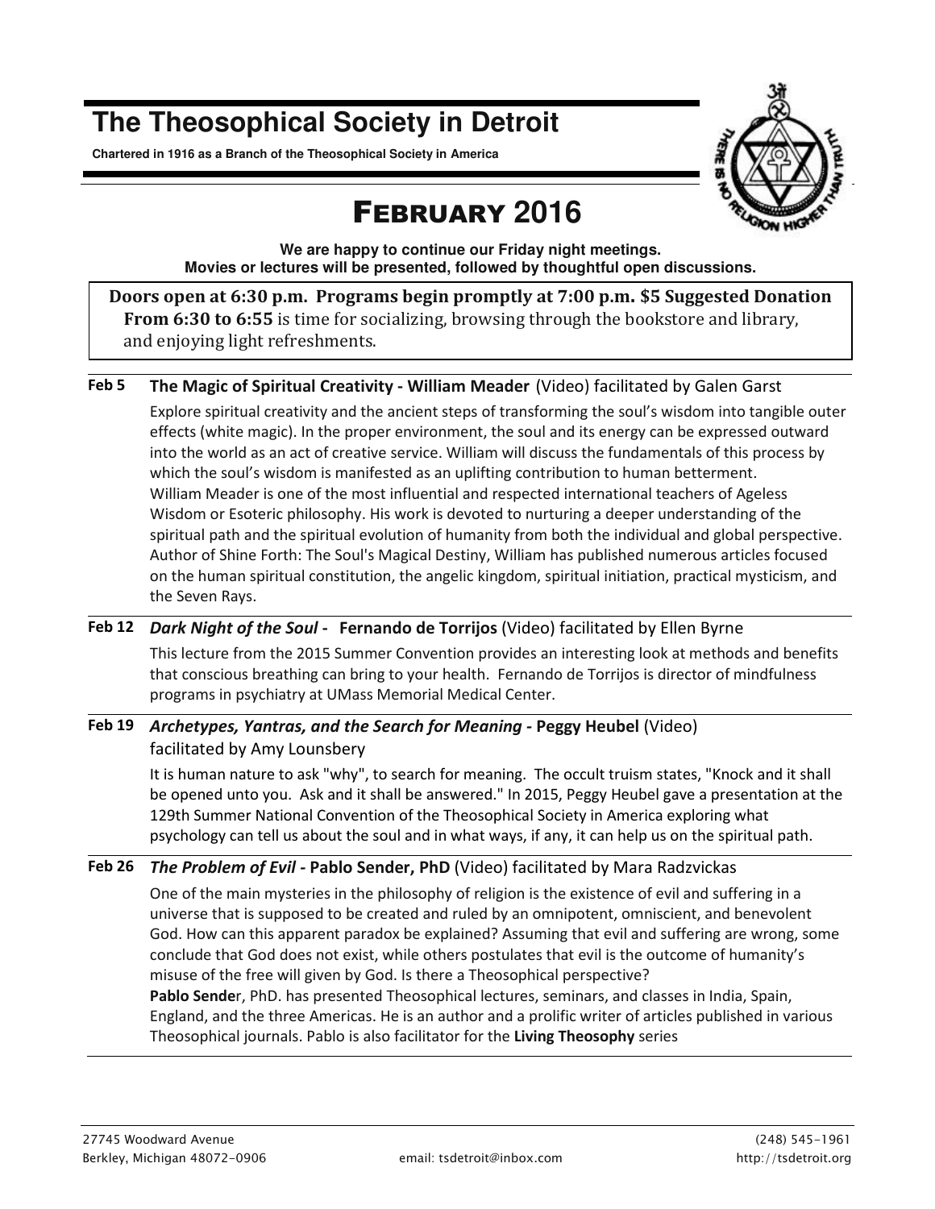# The Theosophical Society in Detroit

**Chartered in 1916 as a Branch of the Theosophical Society in America**

## FEBRUARY 2016

**We are happy to continue our Friday night meetings.**
**Movies or lectures will be presented, followed by thoughtful open discussions.**

**Doors open at 6:30 p.m. Programs begin promptly at 7:00 p.m. $5 Suggested Donation**
**From 6:30 to 6:55** is time for socializing, browsing through the bookstore and library, and enjoying light refreshments.

---

**Feb 5** **The Magic of Spiritual Creativity - William Meader** (Video) facilitated by Galen Garst

Explore spiritual creativity and the ancient steps of transforming the soul's wisdom into tangible outer effects (white magic). In the proper environment, the soul and its energy can be expressed outward into the world as an act of creative service. William will discuss the fundamentals of this process by which the soul's wisdom is manifested as an uplifting contribution to human betterment.
William Meader is one of the most influential and respected international teachers of Ageless Wisdom or Esoteric philosophy. His work is devoted to nurturing a deeper understanding of the spiritual path and the spiritual evolution of humanity from both the individual and global perspective. Author of Shine Forth: The Soul's Magical Destiny, William has published numerous articles focused on the human spiritual constitution, the angelic kingdom, spiritual initiation, practical mysticism, and the Seven Rays.

---

**Feb 12** ***Dark Night of the Soul* - Fernando de Torrijos** (Video) facilitated by Ellen Byrne

This lecture from the 2015 Summer Convention provides an interesting look at methods and benefits that conscious breathing can bring to your health. Fernando de Torrijos is director of mindfulness programs in psychiatry at UMass Memorial Medical Center.

---

**Feb 19** ***Archetypes, Yantras, and the Search for Meaning* - Peggy Heubel** (Video) facilitated by Amy Lounsbery

It is human nature to ask "why", to search for meaning. The occult truism states, "Knock and it shall be opened unto you. Ask and it shall be answered." In 2015, Peggy Heubel gave a presentation at the 129th Summer National Convention of the Theosophical Society in America exploring what psychology can tell us about the soul and in what ways, if any, it can help us on the spiritual path.

---

**Feb 26** ***The Problem of Evil* - Pablo Sender, PhD** (Video) facilitated by Mara Radzvickas

One of the main mysteries in the philosophy of religion is the existence of evil and suffering in a universe that is supposed to be created and ruled by an omnipotent, omniscient, and benevolent God. How can this apparent paradox be explained? Assuming that evil and suffering are wrong, some conclude that God does not exist, while others postulates that evil is the outcome of humanity's misuse of the free will given by God. Is there a Theosophical perspective?
**Pablo Sende**r, PhD. has presented Theosophical lectures, seminars, and classes in India, Spain, England, and the three Americas. He is an author and a prolific writer of articles published in various Theosophical journals. Pablo is also facilitator for the **Living Theosophy** series

---

27745 Woodward Avenue
Berkley, Michigan 48072-0906
email: tsdetroit@inbox.com
(248) 545-1961
http://tsdetroit.org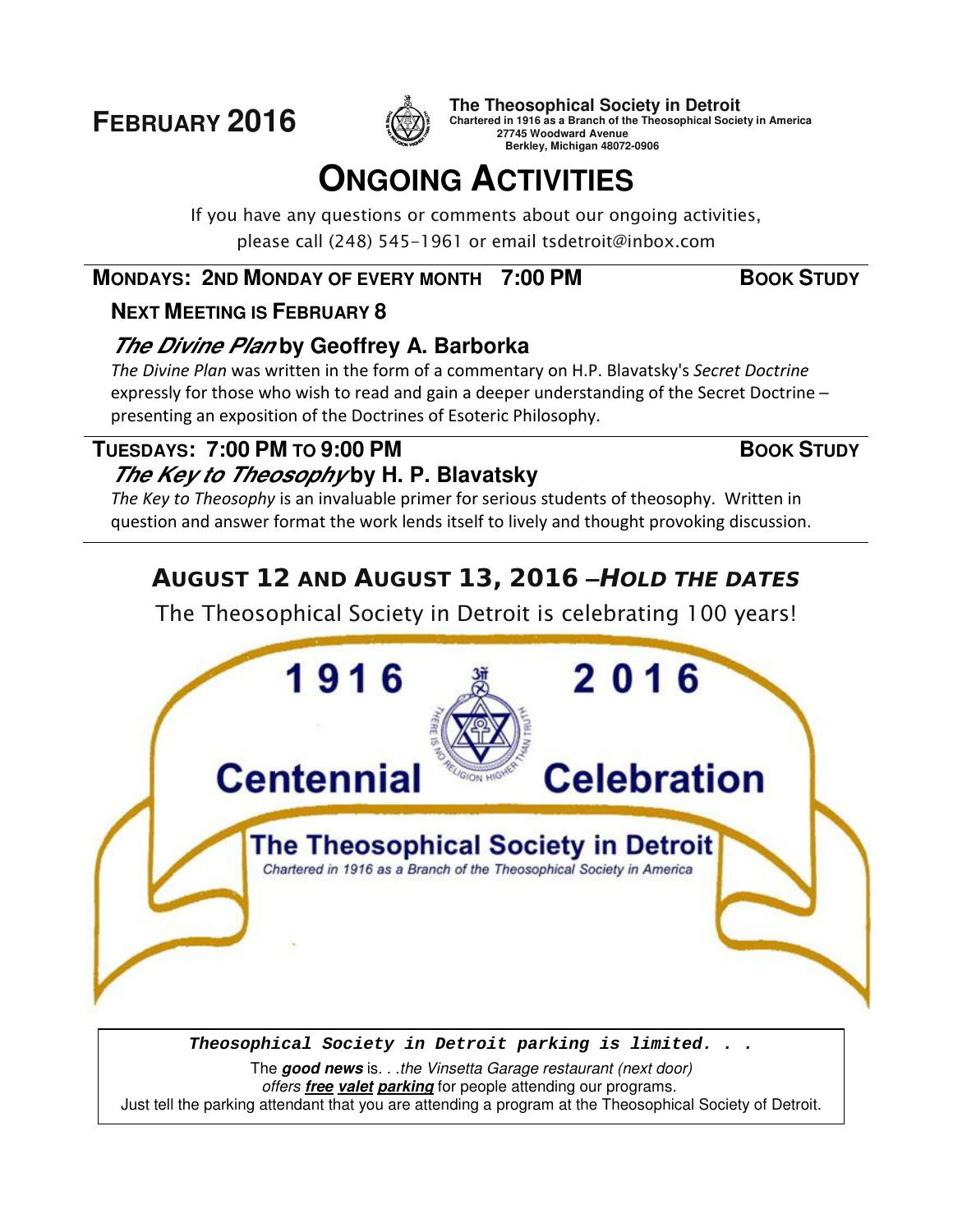**FEBRUARY 2016**

**The Theosophical Society in Detroit**
**Chartered in 1916 as a Branch of the Theosophical Society in America**
**27745 Woodward Avenue**
**Berkley, Michigan 48072-0906**

# ONGOING ACTIVITIES

If you have any questions or comments about our ongoing activities, please call (248) 545-1961 or email tsdetroit@inbox.com

---

**MONDAYS: 2ND MONDAY OF EVERY MONTH 7:00 PM** — **BOOK STUDY**

**NEXT MEETING IS FEBRUARY 8**

## *The Divine Plan* by Geoffrey A. Barborka

*The Divine Plan* was written in the form of a commentary on H.P. Blavatsky's *Secret Doctrine* expressly for those who wish to read and gain a deeper understanding of the Secret Doctrine – presenting an exposition of the Doctrines of Esoteric Philosophy.

---

**TUESDAYS: 7:00 PM TO 9:00 PM** — **BOOK STUDY**

## *The Key to Theosophy* by H. P. Blavatsky

*The Key to Theosophy* is an invaluable primer for serious students of theosophy. Written in question and answer format the work lends itself to lively and thought provoking discussion.

---

## AUGUST 12 AND AUGUST 13, 2016 –*HOLD THE DATES*

The Theosophical Society in Detroit is celebrating 100 years!

**1916 2016**

**Centennial Celebration**

**The Theosophical Society in Detroit**

*Chartered in 1916 as a Branch of the Theosophical Society in America*

---

***Theosophical Society in Detroit parking is limited. . .***

The ***good news*** is. . .*the Vinsetta Garage restaurant (next door) offers **free valet parking** for people attending our programs.*
Just tell the parking attendant that you are attending a program at the Theosophical Society of Detroit.